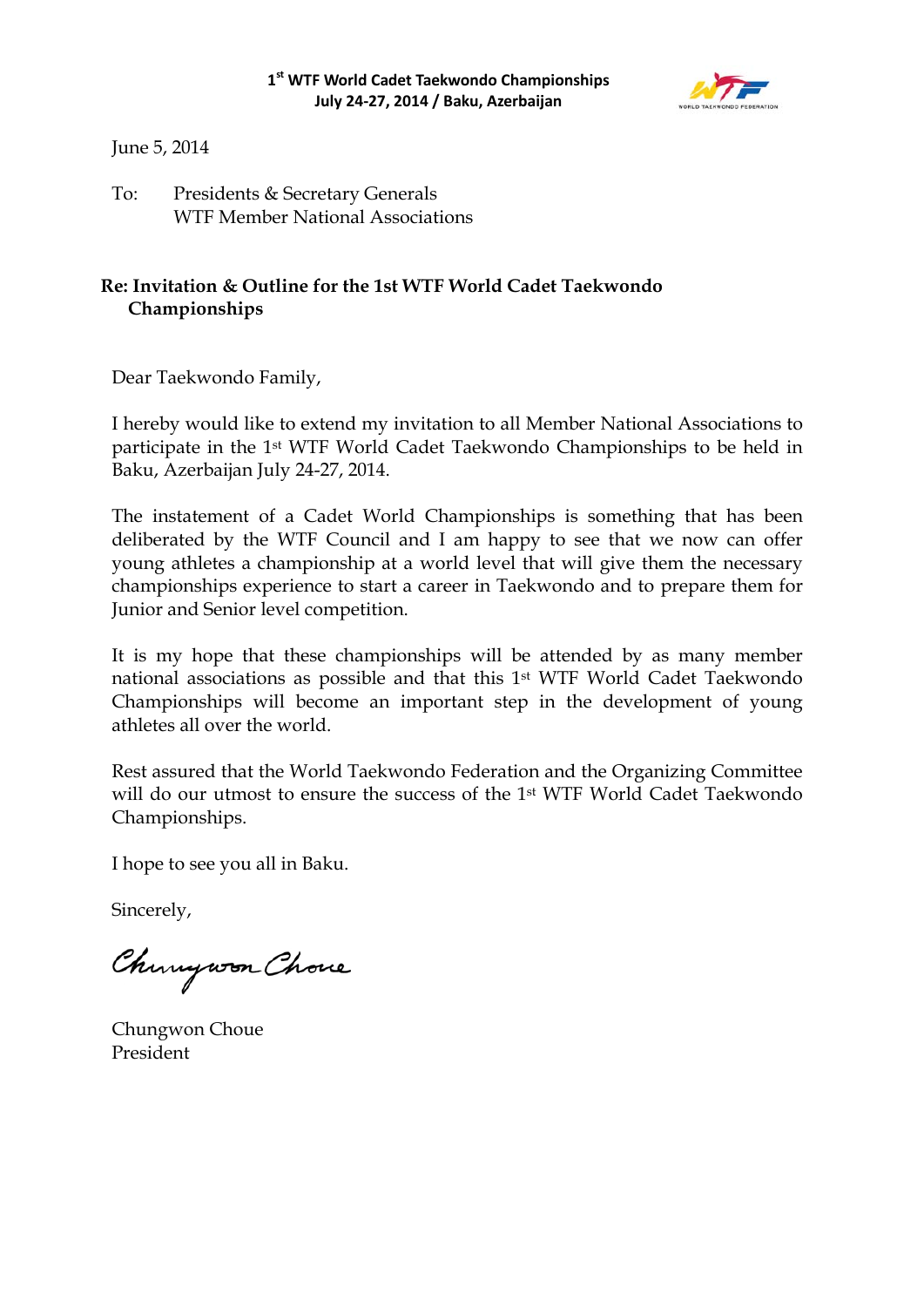**1st WTF World Cadet Taekwondo Championships**
**July 24-27, 2014 / Baku, Azerbaijan**

June 5, 2014

To: Presidents & Secretary Generals
WTF Member National Associations

**Re: Invitation & Outline for the 1st WTF World Cadet Taekwondo Championships**

Dear Taekwondo Family,

I hereby would like to extend my invitation to all Member National Associations to participate in the 1st WTF World Cadet Taekwondo Championships to be held in Baku, Azerbaijan July 24-27, 2014.

The instatement of a Cadet World Championships is something that has been deliberated by the WTF Council and I am happy to see that we now can offer young athletes a championship at a world level that will give them the necessary championships experience to start a career in Taekwondo and to prepare them for Junior and Senior level competition.

It is my hope that these championships will be attended by as many member national associations as possible and that this 1st WTF World Cadet Taekwondo Championships will become an important step in the development of young athletes all over the world.

Rest assured that the World Taekwondo Federation and the Organizing Committee will do our utmost to ensure the success of the 1st WTF World Cadet Taekwondo Championships.

I hope to see you all in Baku.

Sincerely,

Chungwon Choue
President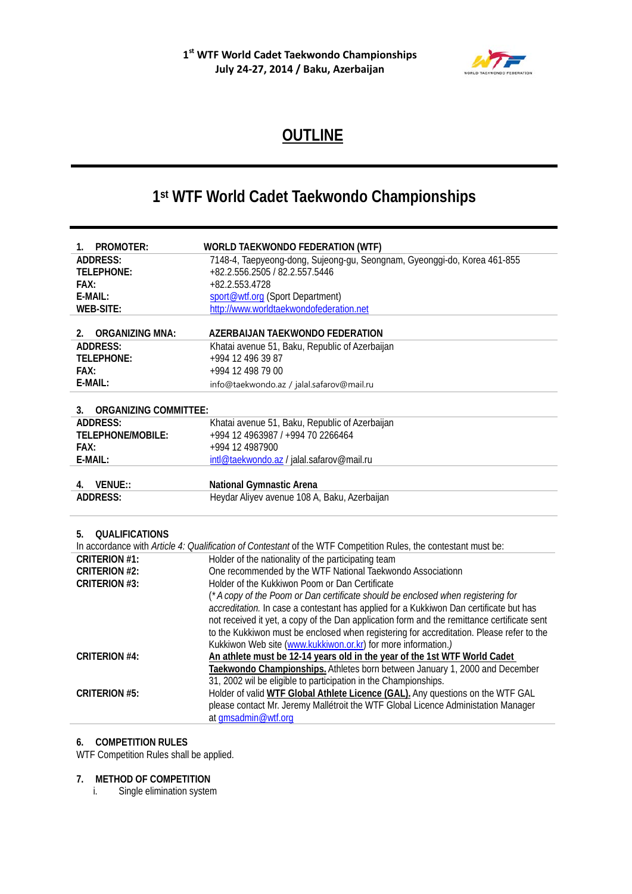# OUTLINE

## 1st WTF World Cadet Taekwondo Championships

| 1. PROMOTER: | WORLD TAEKWONDO FEDERATION (WTF) |
|---|---|
| ADDRESS: | 7148-4, Taepyeong-dong, Sujeong-gu, Seongnam, Gyeonggi-do, Korea 461-855 |
| TELEPHONE: | +82.2.556.2505 / 82.2.557.5446 |
| FAX: | +82.2.553.4728 |
| E-MAIL: | sport@wtf.org (Sport Department) |
| WEB-SITE: | http://www.worldtaekwondofederation.net |

| 2. ORGANIZING MNA: | AZERBAIJAN TAEKWONDO FEDERATION |
|---|---|
| ADDRESS: | Khatai avenue 51, Baku, Republic of Azerbaijan |
| TELEPHONE: | +994 12 496 39 87 |
| FAX: | +994 12 498 79 00 |
| E-MAIL: | info@taekwondo.az / jalal.safarov@mail.ru |

| 3. ORGANIZING COMMITTEE: | |
|---|---|
| ADDRESS: | Khatai avenue 51, Baku, Republic of Azerbaijan |
| TELEPHONE/MOBILE: | +994 12 4963987 / +994 70 2266464 |
| FAX: | +994 12 4987900 |
| E-MAIL: | intl@taekwondo.az / jalal.safarov@mail.ru |

| 4. VENUE:: | National Gymnastic Arena |
|---|---|
| ADDRESS: | Heydar Aliyev avenue 108 A, Baku, Azerbaijan |

### 5. QUALIFICATIONS

In accordance with *Article 4: Qualification of Contestant* of the WTF Competition Rules, the contestant must be:

| | |
|---|---|
| CRITERION #1: | Holder of the nationality of the participating team |
| CRITERION #2: | One recommended by the WTF National Taekwondo Associationn |
| CRITERION #3: | Holder of the Kukkiwon Poom or Dan Certificate (*\* A copy of the Poom or Dan certificate should be enclosed when registering for accreditation.* In case a contestant has applied for a Kukkiwon Dan certificate but has not received it yet, a copy of the Dan application form and the remittance certificate sent to the Kukkiwon must be enclosed when registering for accreditation. Please refer to the Kukkiwon Web site (www.kukkiwon.or.kr) for more information.*)* |
| CRITERION #4: | **An athlete must be 12-14 years old in the year of the 1st WTF World Cadet Taekwondo Championships.** Athletes born between January 1, 2000 and December 31, 2002 wil be eligible to participation in the Championships. |
| CRITERION #5: | Holder of valid **WTF Global Athlete Licence (GAL).** Any questions on the WTF GAL please contact Mr. Jeremy Mallétroit the WTF Global Licence Administation Manager at gmsadmin@wtf.org |

### 6. COMPETITION RULES

WTF Competition Rules shall be applied.

### 7. METHOD OF COMPETITION

i. Single elimination system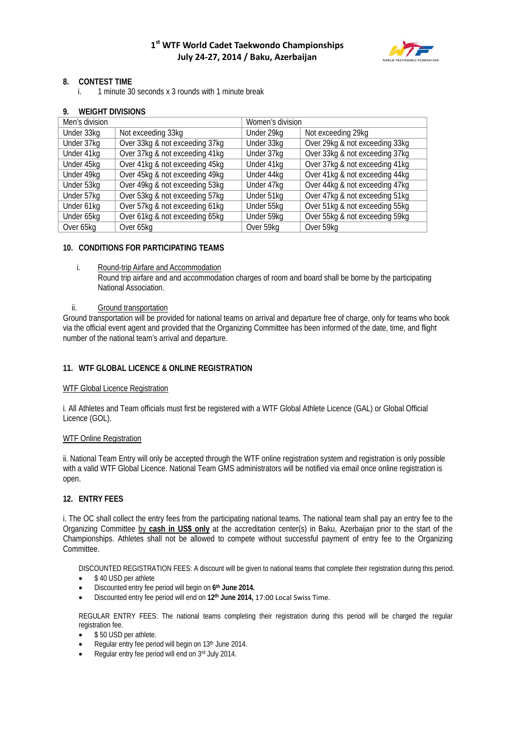## 8. CONTEST TIME

i. 1 minute 30 seconds x 3 rounds with 1 minute break

## 9. WEIGHT DIVISIONS

| Men's division | | Women's division | |
|---|---|---|---|
| Under 33kg | Not exceeding 33kg | Under 29kg | Not exceeding 29kg |
| Under 37kg | Over 33kg & not exceeding 37kg | Under 33kg | Over 29kg & not exceeding 33kg |
| Under 41kg | Over 37kg & not exceeding 41kg | Under 37kg | Over 33kg & not exceeding 37kg |
| Under 45kg | Over 41kg & not exceeding 45kg | Under 41kg | Over 37kg & not exceeding 41kg |
| Under 49kg | Over 45kg & not exceeding 49kg | Under 44kg | Over 41kg & not exceeding 44kg |
| Under 53kg | Over 49kg & not exceeding 53kg | Under 47kg | Over 44kg & not exceeding 47kg |
| Under 57kg | Over 53kg & not exceeding 57kg | Under 51kg | Over 47kg & not exceeding 51kg |
| Under 61kg | Over 57kg & not exceeding 61kg | Under 55kg | Over 51kg & not exceeding 55kg |
| Under 65kg | Over 61kg & not exceeding 65kg | Under 59kg | Over 55kg & not exceeding 59kg |
| Over 65kg | Over 65kg | Over 59kg | Over 59kg |

## 10. CONDITIONS FOR PARTICIPATING TEAMS

i. Round-trip Airfare and Accommodation

Round trip airfare and and accommodation charges of room and board shall be borne by the participating National Association.

ii. Ground transportation

Ground transportation will be provided for national teams on arrival and departure free of charge, only for teams who book via the official event agent and provided that the Organizing Committee has been informed of the date, time, and flight number of the national team's arrival and departure.

## 11. WTF GLOBAL LICENCE & ONLINE REGISTRATION

WTF Global Licence Registration

i. All Athletes and Team officials must first be registered with a WTF Global Athlete Licence (GAL) or Global Official Licence (GOL).

WTF Online Registration

ii. National Team Entry will only be accepted through the WTF online registration system and registration is only possible with a valid WTF Global Licence. National Team GMS administrators will be notified via email once online registration is open.

## 12. ENTRY FEES

i. The OC shall collect the entry fees from the participating national teams. The national team shall pay an entry fee to the Organizing Committee by **cash in US$ only** at the accreditation center(s) in Baku, Azerbaijan prior to the start of the Championships. Athletes shall not be allowed to compete without successful payment of entry fee to the Organizing Committee.

DISCOUNTED REGISTRATION FEES: A discount will be given to national teams that complete their registration during this period.

- $ 40 USD per athlete
- Discounted entry fee period will begin on **6th June 2014.**
- Discounted entry fee period will end on **12th June 2014,** 17:00 Local Swiss Time.

REGULAR ENTRY FEES: The national teams completing their registration during this period will be charged the regular registration fee.

- $ 50 USD per athlete.
- Regular entry fee period will begin on 13th June 2014.
- Regular entry fee period will end on 3rd July 2014.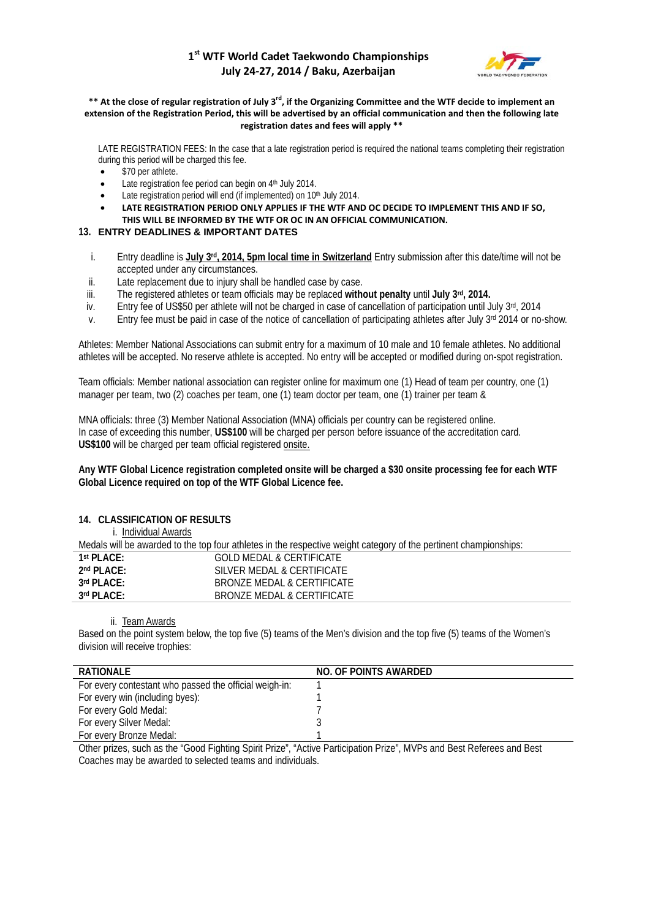**\*\* At the close of regular registration of July 3rd, if the Organizing Committee and the WTF decide to implement an extension of the Registration Period, this will be advertised by an official communication and then the following late registration dates and fees will apply \*\***

LATE REGISTRATION FEES: In the case that a late registration period is required the national teams completing their registration during this period will be charged this fee.

- $70 per athlete.
- Late registration fee period can begin on 4th July 2014.
- Late registration period will end (if implemented) on 10th July 2014.
- **LATE REGISTRATION PERIOD ONLY APPLIES IF THE WTF AND OC DECIDE TO IMPLEMENT THIS AND IF SO, THIS WILL BE INFORMED BY THE WTF OR OC IN AN OFFICIAL COMMUNICATION.**

### 13. ENTRY DEADLINES & IMPORTANT DATES

i. Entry deadline is **July 3rd, 2014, 5pm local time in Switzerland** Entry submission after this date/time will not be accepted under any circumstances.
ii. Late replacement due to injury shall be handled case by case.
iii. The registered athletes or team officials may be replaced **without penalty** until **July 3rd, 2014.**
iv. Entry fee of US$50 per athlete will not be charged in case of cancellation of participation until July 3rd, 2014
v. Entry fee must be paid in case of the notice of cancellation of participating athletes after July 3rd 2014 or no-show.

Athletes: Member National Associations can submit entry for a maximum of 10 male and 10 female athletes. No additional athletes will be accepted. No reserve athlete is accepted. No entry will be accepted or modified during on-spot registration.

Team officials: Member national association can register online for maximum one (1) Head of team per country, one (1) manager per team, two (2) coaches per team, one (1) team doctor per team, one (1) trainer per team &

MNA officials: three (3) Member National Association (MNA) officials per country can be registered online.
In case of exceeding this number, **US$100** will be charged per person before issuance of the accreditation card.
**US$100** will be charged per team official registered onsite.

**Any WTF Global Licence registration completed onsite will be charged a $30 onsite processing fee for each WTF Global Licence required on top of the WTF Global Licence fee.**

### 14. CLASSIFICATION OF RESULTS

i. Individual Awards

Medals will be awarded to the top four athletes in the respective weight category of the pertinent championships:

| | |
|---|---|
| **1st PLACE:** | GOLD MEDAL & CERTIFICATE |
| **2nd PLACE:** | SILVER MEDAL & CERTIFICATE |
| **3rd PLACE:** | BRONZE MEDAL & CERTIFICATE |
| **3rd PLACE:** | BRONZE MEDAL & CERTIFICATE |

ii. Team Awards

Based on the point system below, the top five (5) teams of the Men's division and the top five (5) teams of the Women's division will receive trophies:

| RATIONALE | NO. OF POINTS AWARDED |
|---|---|
| For every contestant who passed the official weigh-in: | 1 |
| For every win (including byes): | 1 |
| For every Gold Medal: | 7 |
| For every Silver Medal: | 3 |
| For every Bronze Medal: | 1 |

Other prizes, such as the "Good Fighting Spirit Prize", "Active Participation Prize", MVPs and Best Referees and Best Coaches may be awarded to selected teams and individuals.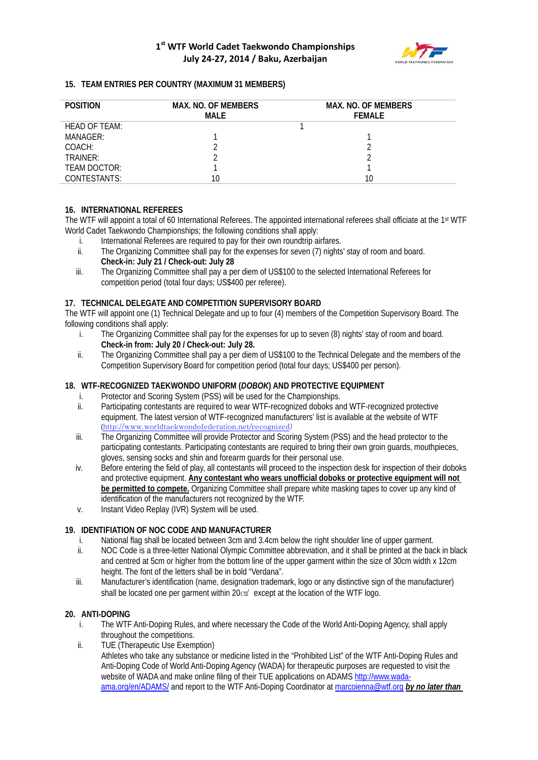## 15. TEAM ENTRIES PER COUNTRY (MAXIMUM 31 MEMBERS)

| POSITION | MAX. NO. OF MEMBERS MALE | MAX. NO. OF MEMBERS FEMALE |
|---|---|---|
| HEAD OF TEAM: | 1 | |
| MANAGER: | 1 | 1 |
| COACH: | 2 | 2 |
| TRAINER: | 2 | 2 |
| TEAM DOCTOR: | 1 | 1 |
| CONTESTANTS: | 10 | 10 |

## 16. INTERNATIONAL REFEREES

The WTF will appoint a total of 60 International Referees. The appointed international referees shall officiate at the 1st WTF World Cadet Taekwondo Championships; the following conditions shall apply:

i. International Referees are required to pay for their own roundtrip airfares.
ii. The Organizing Committee shall pay for the expenses for seven (7) nights' stay of room and board.
**Check-in: July 21 / Check-out: July 28**
iii. The Organizing Committee shall pay a per diem of US$100 to the selected International Referees for competition period (total four days; US$400 per referee).

## 17. TECHNICAL DELEGATE AND COMPETITION SUPERVISORY BOARD

The WTF will appoint one (1) Technical Delegate and up to four (4) members of the Competition Supervisory Board. The following conditions shall apply:

i. The Organizing Committee shall pay for the expenses for up to seven (8) nights' stay of room and board.
**Check-in from: July 20 / Check-out: July 28.**
ii. The Organizing Committee shall pay a per diem of US$100 to the Technical Delegate and the members of the Competition Supervisory Board for competition period (total four days; US$400 per person).

## 18. WTF-RECOGNIZED TAEKWONDO UNIFORM (*DOBOK*) AND PROTECTIVE EQUIPMENT

i. Protector and Scoring System (PSS) will be used for the Championships.
ii. Participating contestants are required to wear WTF-recognized doboks and WTF-recognized protective equipment. The latest version of WTF-recognized manufacturers' list is available at the website of WTF (http://www.worldtaekwondofederation.net/recognized)
iii. The Organizing Committee will provide Protector and Scoring System (PSS) and the head protector to the participating contestants. Participating contestants are required to bring their own groin guards, mouthpieces, gloves, sensing socks and shin and forearm guards for their personal use.
iv. Before entering the field of play, all contestants will proceed to the inspection desk for inspection of their doboks and protective equipment. **Any contestant who wears unofficial doboks or protective equipment will not be permitted to compete.** Organizing Committee shall prepare white masking tapes to cover up any kind of identification of the manufacturers not recognized by the WTF.
v. Instant Video Replay (IVR) System will be used.

## 19. IDENTIFIATION OF NOC CODE AND MANUFACTURER

i. National flag shall be located between 3cm and 3.4cm below the right shoulder line of upper garment.
ii. NOC Code is a three-letter National Olympic Committee abbreviation, and it shall be printed at the back in black and centred at 5cm or higher from the bottom line of the upper garment within the size of 30cm width x 12cm height. The font of the letters shall be in bold "Verdana".
iii. Manufacturer's identification (name, designation trademark, logo or any distinctive sign of the manufacturer) shall be located one per garment within 20㎠ except at the location of the WTF logo.

## 20. ANTI-DOPING

i. The WTF Anti-Doping Rules, and where necessary the Code of the World Anti-Doping Agency, shall apply throughout the competitions.
ii. TUE (Therapeutic Use Exemption)
Athletes who take any substance or medicine listed in the "Prohibited List" of the WTF Anti-Doping Rules and Anti-Doping Code of World Anti-Doping Agency (WADA) for therapeutic purposes are requested to visit the website of WADA and make online filing of their TUE applications on ADAMS http://www.wada-ama.org/en/ADAMS/ and report to the WTF Anti-Doping Coordinator at marcoienna@wtf.org ***by no later than***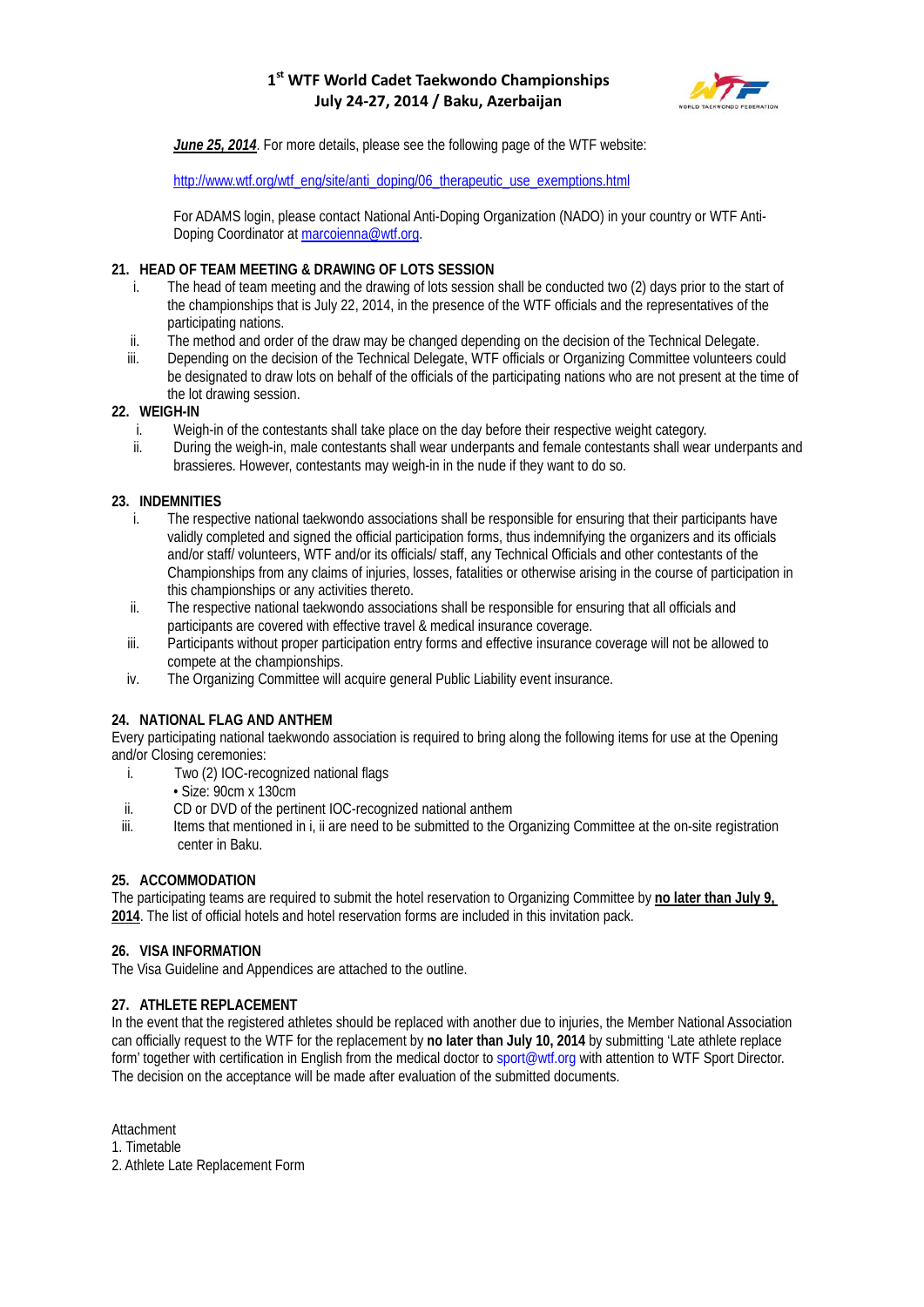***June 25, 2014***. For more details, please see the following page of the WTF website:

http://www.wtf.org/wtf_eng/site/anti_doping/06_therapeutic_use_exemptions.html

For ADAMS login, please contact National Anti-Doping Organization (NADO) in your country or WTF Anti-Doping Coordinator at marcoienna@wtf.org.

**21. HEAD OF TEAM MEETING & DRAWING OF LOTS SESSION**

i. The head of team meeting and the drawing of lots session shall be conducted two (2) days prior to the start of the championships that is July 22, 2014, in the presence of the WTF officials and the representatives of the participating nations.

ii. The method and order of the draw may be changed depending on the decision of the Technical Delegate.

iii. Depending on the decision of the Technical Delegate, WTF officials or Organizing Committee volunteers could be designated to draw lots on behalf of the officials of the participating nations who are not present at the time of the lot drawing session.

**22. WEIGH-IN**

i. Weigh-in of the contestants shall take place on the day before their respective weight category.

ii. During the weigh-in, male contestants shall wear underpants and female contestants shall wear underpants and brassieres. However, contestants may weigh-in in the nude if they want to do so.

**23. INDEMNITIES**

i. The respective national taekwondo associations shall be responsible for ensuring that their participants have validly completed and signed the official participation forms, thus indemnifying the organizers and its officials and/or staff/ volunteers, WTF and/or its officials/ staff, any Technical Officials and other contestants of the Championships from any claims of injuries, losses, fatalities or otherwise arising in the course of participation in this championships or any activities thereto.

ii. The respective national taekwondo associations shall be responsible for ensuring that all officials and participants are covered with effective travel & medical insurance coverage.

iii. Participants without proper participation entry forms and effective insurance coverage will not be allowed to compete at the championships.

iv. The Organizing Committee will acquire general Public Liability event insurance.

**24. NATIONAL FLAG AND ANTHEM**

Every participating national taekwondo association is required to bring along the following items for use at the Opening and/or Closing ceremonies:

i. Two (2) IOC-recognized national flags
   - Size: 90cm x 130cm

ii. CD or DVD of the pertinent IOC-recognized national anthem

iii. Items that mentioned in i, ii are need to be submitted to the Organizing Committee at the on-site registration center in Baku.

**25. ACCOMMODATION**

The participating teams are required to submit the hotel reservation to Organizing Committee by **no later than July 9, 2014**. The list of official hotels and hotel reservation forms are included in this invitation pack.

**26. VISA INFORMATION**

The Visa Guideline and Appendices are attached to the outline.

**27. ATHLETE REPLACEMENT**

In the event that the registered athletes should be replaced with another due to injuries, the Member National Association can officially request to the WTF for the replacement by **no later than July 10, 2014** by submitting 'Late athlete replace form' together with certification in English from the medical doctor to sport@wtf.org with attention to WTF Sport Director. The decision on the acceptance will be made after evaluation of the submitted documents.

Attachment
1. Timetable
2. Athlete Late Replacement Form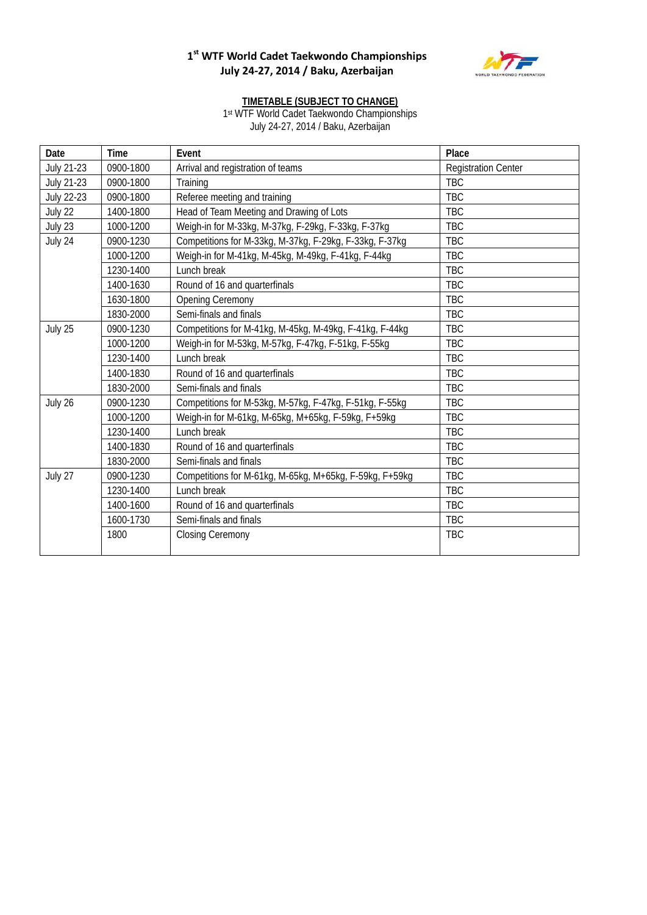# 1st WTF World Cadet Taekwondo Championships
## July 24-27, 2014 / Baku, Azerbaijan

**TIMETABLE (SUBJECT TO CHANGE)**

1st WTF World Cadet Taekwondo Championships
July 24-27, 2014 / Baku, Azerbaijan

| Date | Time | Event | Place |
|---|---|---|---|
| July 21-23 | 0900-1800 | Arrival and registration of teams | Registration Center |
| July 21-23 | 0900-1800 | Training | TBC |
| July 22-23 | 0900-1800 | Referee meeting and training | TBC |
| July 22 | 1400-1800 | Head of Team Meeting and Drawing of Lots | TBC |
| July 23 | 1000-1200 | Weigh-in for M-33kg, M-37kg, F-29kg, F-33kg, F-37kg | TBC |
| July 24 | 0900-1230 | Competitions for M-33kg, M-37kg, F-29kg, F-33kg, F-37kg | TBC |
| | 1000-1200 | Weigh-in for M-41kg, M-45kg, M-49kg, F-41kg, F-44kg | TBC |
| | 1230-1400 | Lunch break | TBC |
| | 1400-1630 | Round of 16 and quarterfinals | TBC |
| | 1630-1800 | Opening Ceremony | TBC |
| | 1830-2000 | Semi-finals and finals | TBC |
| July 25 | 0900-1230 | Competitions for M-41kg, M-45kg, M-49kg, F-41kg, F-44kg | TBC |
| | 1000-1200 | Weigh-in for M-53kg, M-57kg, F-47kg, F-51kg, F-55kg | TBC |
| | 1230-1400 | Lunch break | TBC |
| | 1400-1830 | Round of 16 and quarterfinals | TBC |
| | 1830-2000 | Semi-finals and finals | TBC |
| July 26 | 0900-1230 | Competitions for M-53kg, M-57kg, F-47kg, F-51kg, F-55kg | TBC |
| | 1000-1200 | Weigh-in for M-61kg, M-65kg, M+65kg, F-59kg, F+59kg | TBC |
| | 1230-1400 | Lunch break | TBC |
| | 1400-1830 | Round of 16 and quarterfinals | TBC |
| | 1830-2000 | Semi-finals and finals | TBC |
| July 27 | 0900-1230 | Competitions for M-61kg, M-65kg, M+65kg, F-59kg, F+59kg | TBC |
| | 1230-1400 | Lunch break | TBC |
| | 1400-1600 | Round of 16 and quarterfinals | TBC |
| | 1600-1730 | Semi-finals and finals | TBC |
| | 1800 | Closing Ceremony | TBC |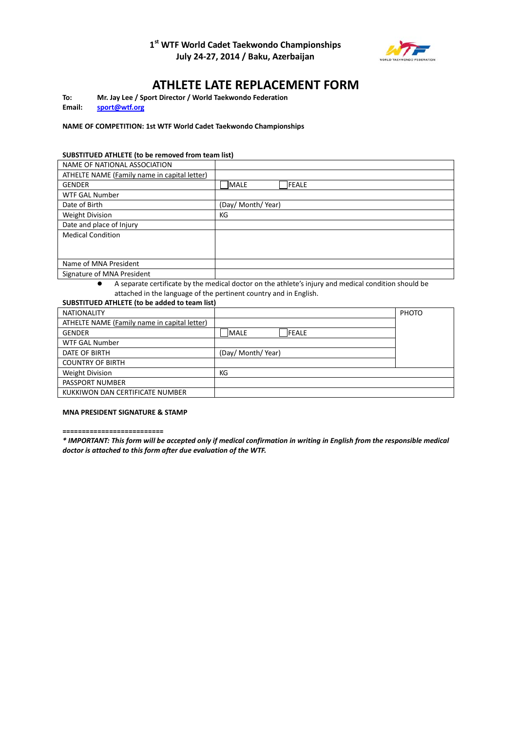**1st WTF World Cadet Taekwondo Championships**
**July 24-27, 2014 / Baku, Azerbaijan**

# ATHLETE LATE REPLACEMENT FORM

**To:** **Mr. Jay Lee / Sport Director / World Taekwondo Federation**
**Email:** **sport@wtf.org**

**NAME OF COMPETITION: 1st WTF World Cadet Taekwondo Championships**

**SUBSTITUED ATHLETE (to be removed from team list)**

| | |
|---|---|
| NAME OF NATIONAL ASSOCIATION | |
| ATHELTE NAME (Family name in capital letter) | |
| GENDER | ☐MALE ☐FEALE |
| WTF GAL Number | |
| Date of Birth | (Day/ Month/ Year) |
| Weight Division | KG |
| Date and place of Injury | |
| Medical Condition | |
| Name of MNA President | |
| Signature of MNA President | |

- A separate certificate by the medical doctor on the athlete's injury and medical condition should be attached in the language of the pertinent country and in English.

**SUBSTITUED ATHLETE (to be added to team list)**

| | | |
|---|---|---|
| NATIONALITY | | PHOTO |
| ATHELTE NAME (Family name in capital letter) | | |
| GENDER | ☐MALE ☐FEALE | |
| WTF GAL Number | | |
| DATE OF BIRTH | (Day/ Month/ Year) | |
| COUNTRY OF BIRTH | | |
| Weight Division | KG | |
| PASSPORT NUMBER | | |
| KUKKIWON DAN CERTIFICATE NUMBER | | |

**MNA PRESIDENT SIGNATURE & STAMP**

=========================

***\* IMPORTANT: This form will be accepted only if medical confirmation in writing in English from the responsible medical doctor is attached to this form after due evaluation of the WTF.***